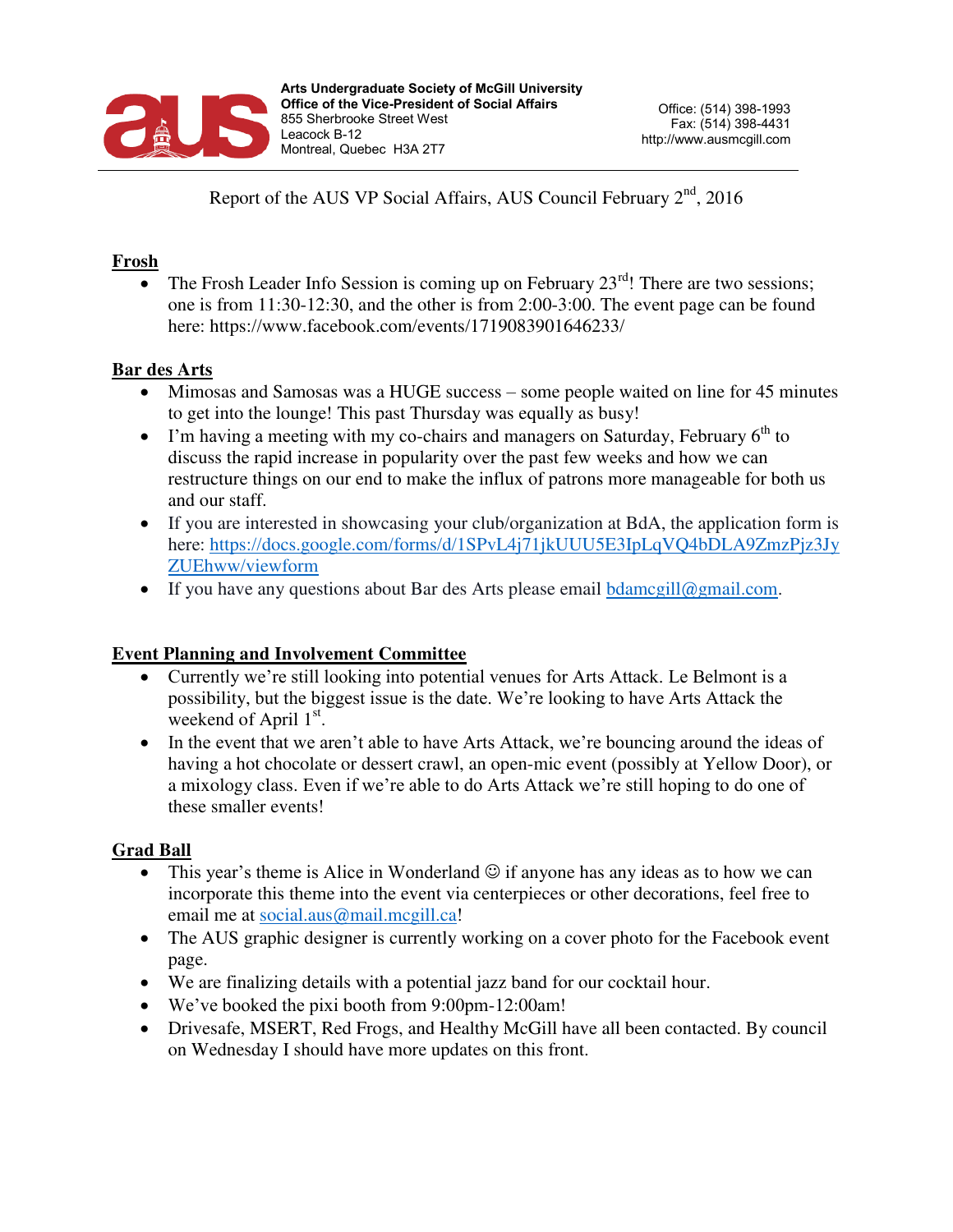**Arts Undergraduate Society of McGill University**
**Office of the Vice-President of Social Affairs**
855 Sherbrooke Street West
Leacock B-12
Montreal, Quebec H3A 2T7

Office: (514) 398-1993
Fax: (514) 398-4431
http://www.ausmcgill.com

Report of the AUS VP Social Affairs, AUS Council February 2nd, 2016

## Frosh

- The Frosh Leader Info Session is coming up on February 23rd! There are two sessions; one is from 11:30-12:30, and the other is from 2:00-3:00. The event page can be found here: https://www.facebook.com/events/1719083901646233/

## Bar des Arts

- Mimosas and Samosas was a HUGE success – some people waited on line for 45 minutes to get into the lounge! This past Thursday was equally as busy!
- I'm having a meeting with my co-chairs and managers on Saturday, February 6th to discuss the rapid increase in popularity over the past few weeks and how we can restructure things on our end to make the influx of patrons more manageable for both us and our staff.
- If you are interested in showcasing your club/organization at BdA, the application form is here: https://docs.google.com/forms/d/1SPvL4j71jkUUU5E3IpLqVQ4bDLA9ZmzPjz3JyZUEhww/viewform
- If you have any questions about Bar des Arts please email bdamcgill@gmail.com.

## Event Planning and Involvement Committee

- Currently we're still looking into potential venues for Arts Attack. Le Belmont is a possibility, but the biggest issue is the date. We're looking to have Arts Attack the weekend of April 1st.
- In the event that we aren't able to have Arts Attack, we're bouncing around the ideas of having a hot chocolate or dessert crawl, an open-mic event (possibly at Yellow Door), or a mixology class. Even if we're able to do Arts Attack we're still hoping to do one of these smaller events!

## Grad Ball

- This year's theme is Alice in Wonderland ☺ if anyone has any ideas as to how we can incorporate this theme into the event via centerpieces or other decorations, feel free to email me at social.aus@mail.mcgill.ca!
- The AUS graphic designer is currently working on a cover photo for the Facebook event page.
- We are finalizing details with a potential jazz band for our cocktail hour.
- We've booked the pixi booth from 9:00pm-12:00am!
- Drivesafe, MSERT, Red Frogs, and Healthy McGill have all been contacted. By council on Wednesday I should have more updates on this front.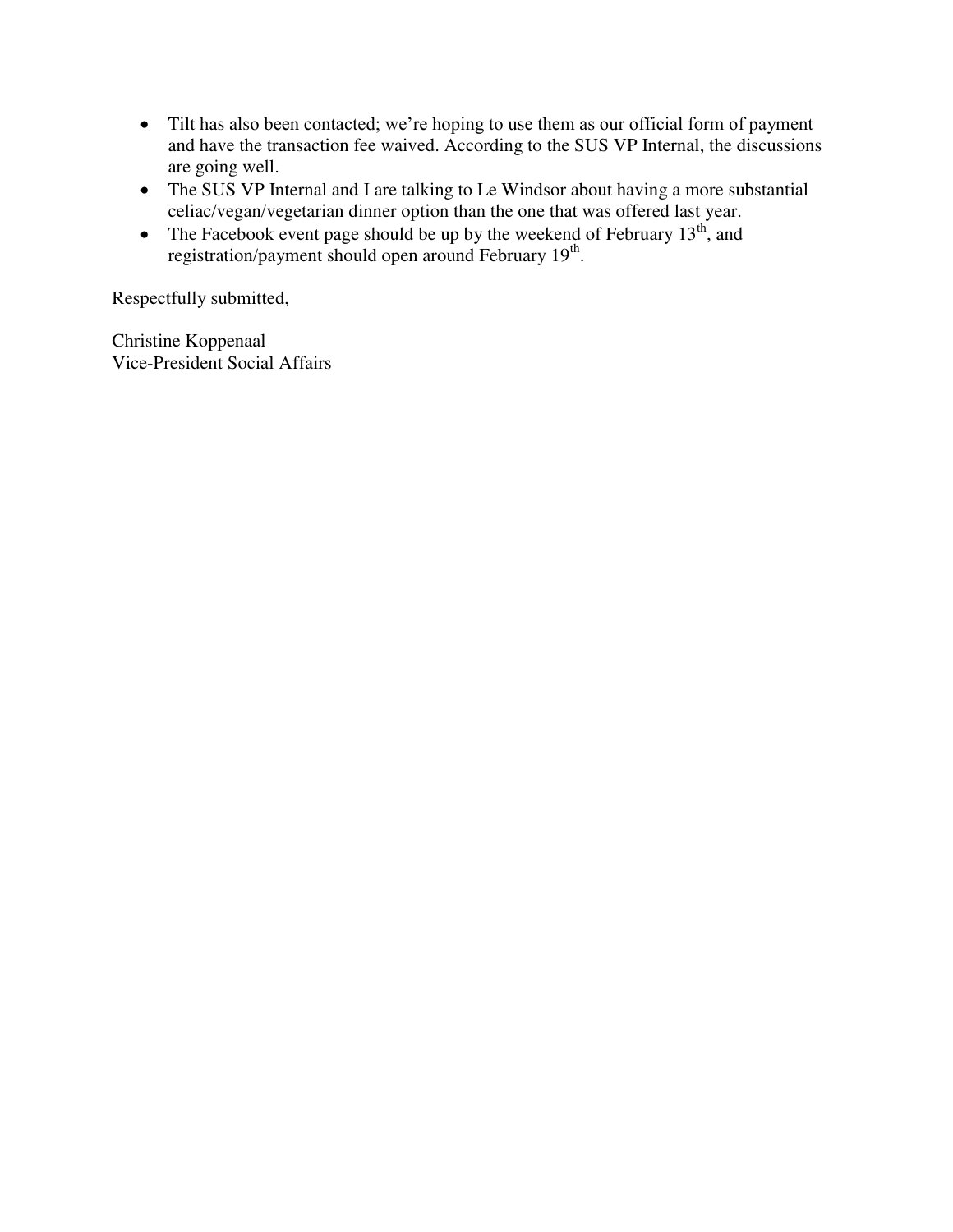- Tilt has also been contacted; we're hoping to use them as our official form of payment and have the transaction fee waived. According to the SUS VP Internal, the discussions are going well.
- The SUS VP Internal and I are talking to Le Windsor about having a more substantial celiac/vegan/vegetarian dinner option than the one that was offered last year.
- The Facebook event page should be up by the weekend of February 13th, and registration/payment should open around February 19th.

Respectfully submitted,

Christine Koppenaal
Vice-President Social Affairs